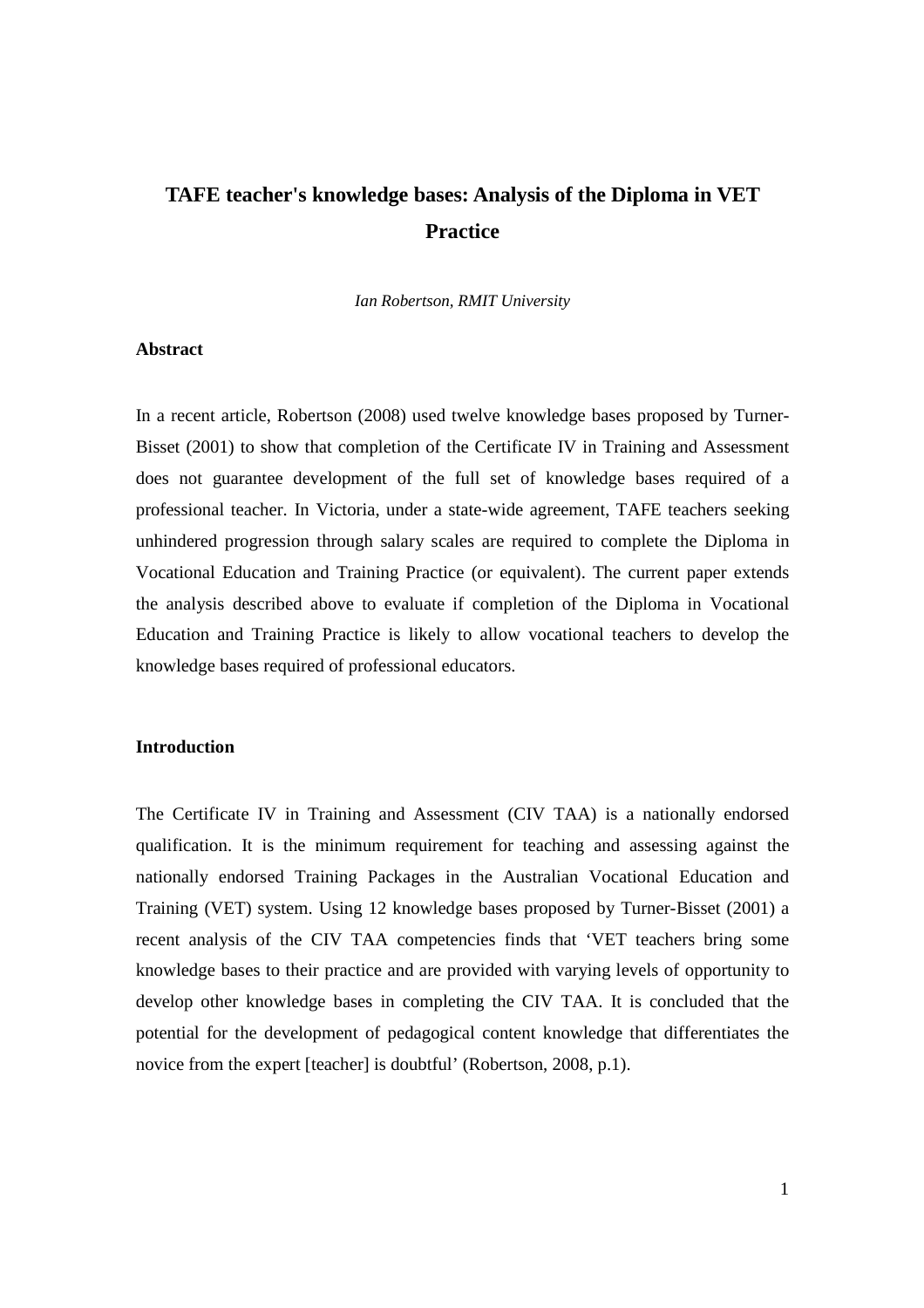# TAFE teacher's knowledge bases: Analysis of the Diploma in VET Practice

*Ian Robertson, RMIT University*

## Abstract

In a recent article, Robertson (2008) used twelve knowledge bases proposed by Turner-Bisset (2001) to show that completion of the Certificate IV in Training and Assessment does not guarantee development of the full set of knowledge bases required of a professional teacher. In Victoria, under a state-wide agreement, TAFE teachers seeking unhindered progression through salary scales are required to complete the Diploma in Vocational Education and Training Practice (or equivalent). The current paper extends the analysis described above to evaluate if completion of the Diploma in Vocational Education and Training Practice is likely to allow vocational teachers to develop the knowledge bases required of professional educators.

## Introduction

The Certificate IV in Training and Assessment (CIV TAA) is a nationally endorsed qualification. It is the minimum requirement for teaching and assessing against the nationally endorsed Training Packages in the Australian Vocational Education and Training (VET) system. Using 12 knowledge bases proposed by Turner-Bisset (2001) a recent analysis of the CIV TAA competencies finds that 'VET teachers bring some knowledge bases to their practice and are provided with varying levels of opportunity to develop other knowledge bases in completing the CIV TAA. It is concluded that the potential for the development of pedagogical content knowledge that differentiates the novice from the expert [teacher] is doubtful' (Robertson, 2008, p.1).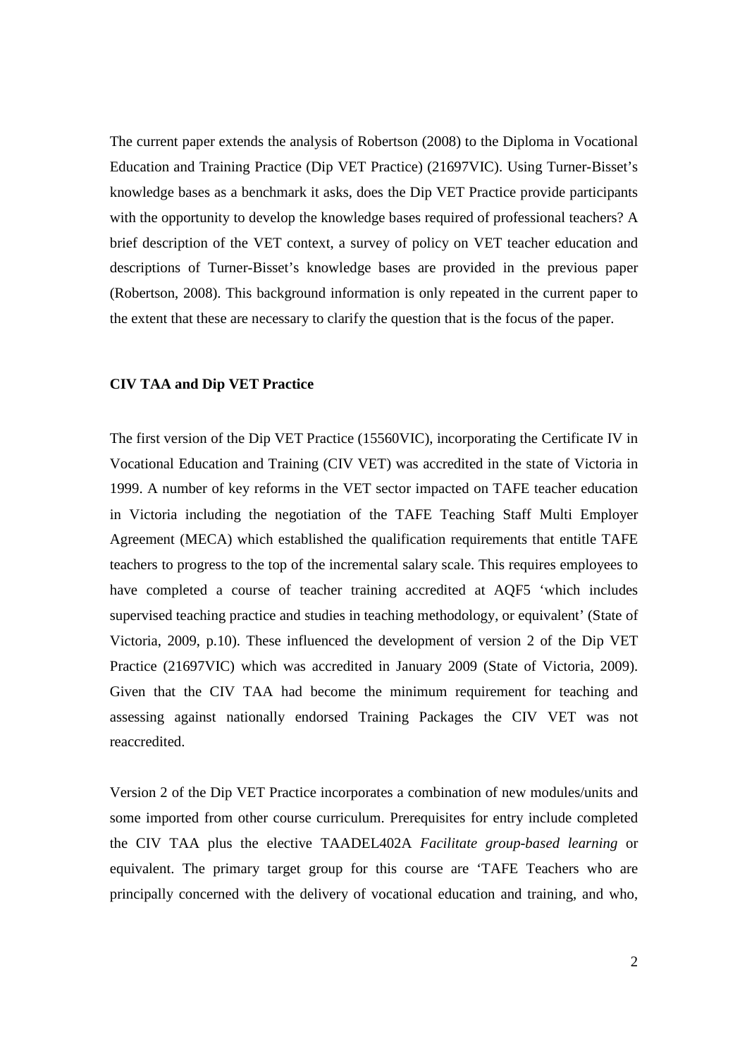The current paper extends the analysis of Robertson (2008) to the Diploma in Vocational Education and Training Practice (Dip VET Practice) (21697VIC). Using Turner-Bisset's knowledge bases as a benchmark it asks, does the Dip VET Practice provide participants with the opportunity to develop the knowledge bases required of professional teachers? A brief description of the VET context, a survey of policy on VET teacher education and descriptions of Turner-Bisset's knowledge bases are provided in the previous paper (Robertson, 2008). This background information is only repeated in the current paper to the extent that these are necessary to clarify the question that is the focus of the paper.

**CIV TAA and Dip VET Practice**

The first version of the Dip VET Practice (15560VIC), incorporating the Certificate IV in Vocational Education and Training (CIV VET) was accredited in the state of Victoria in 1999. A number of key reforms in the VET sector impacted on TAFE teacher education in Victoria including the negotiation of the TAFE Teaching Staff Multi Employer Agreement (MECA) which established the qualification requirements that entitle TAFE teachers to progress to the top of the incremental salary scale. This requires employees to have completed a course of teacher training accredited at AQF5 'which includes supervised teaching practice and studies in teaching methodology, or equivalent' (State of Victoria, 2009, p.10). These influenced the development of version 2 of the Dip VET Practice (21697VIC) which was accredited in January 2009 (State of Victoria, 2009). Given that the CIV TAA had become the minimum requirement for teaching and assessing against nationally endorsed Training Packages the CIV VET was not reaccredited.

Version 2 of the Dip VET Practice incorporates a combination of new modules/units and some imported from other course curriculum. Prerequisites for entry include completed the CIV TAA plus the elective TAADEL402A *Facilitate group-based learning* or equivalent. The primary target group for this course are 'TAFE Teachers who are principally concerned with the delivery of vocational education and training, and who,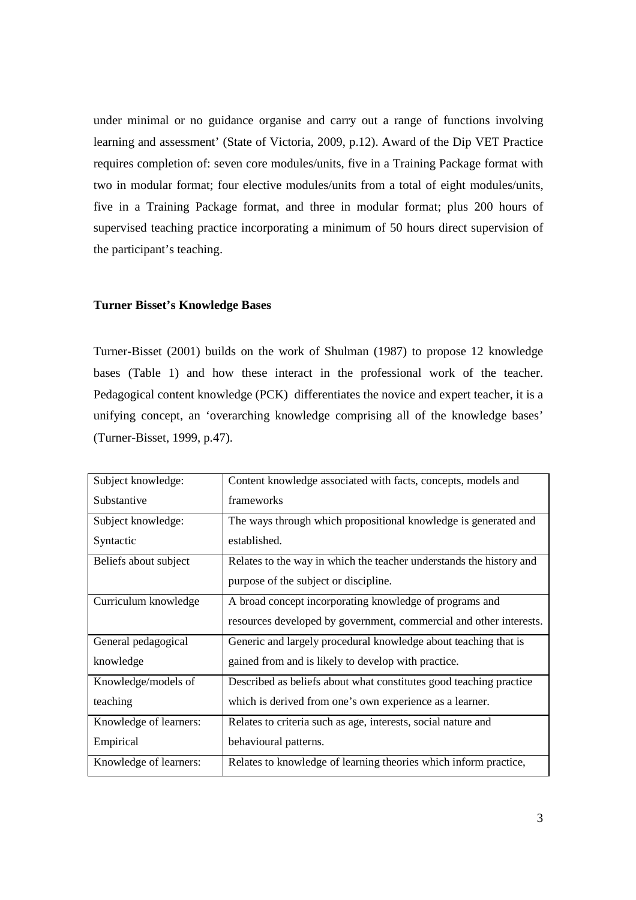under minimal or no guidance organise and carry out a range of functions involving learning and assessment' (State of Victoria, 2009, p.12). Award of the Dip VET Practice requires completion of: seven core modules/units, five in a Training Package format with two in modular format; four elective modules/units from a total of eight modules/units, five in a Training Package format, and three in modular format; plus 200 hours of supervised teaching practice incorporating a minimum of 50 hours direct supervision of the participant's teaching.

**Turner Bisset's Knowledge Bases**

Turner-Bisset (2001) builds on the work of Shulman (1987) to propose 12 knowledge bases (Table 1) and how these interact in the professional work of the teacher. Pedagogical content knowledge (PCK) differentiates the novice and expert teacher, it is a unifying concept, an 'overarching knowledge comprising all of the knowledge bases' (Turner-Bisset, 1999, p.47).

| | |
|---|---|
| Subject knowledge: Substantive | Content knowledge associated with facts, concepts, models and frameworks |
| Subject knowledge: Syntactic | The ways through which propositional knowledge is generated and established. |
| Beliefs about subject | Relates to the way in which the teacher understands the history and purpose of the subject or discipline. |
| Curriculum knowledge | A broad concept incorporating knowledge of programs and resources developed by government, commercial and other interests. |
| General pedagogical knowledge | Generic and largely procedural knowledge about teaching that is gained from and is likely to develop with practice. |
| Knowledge/models of teaching | Described as beliefs about what constitutes good teaching practice which is derived from one's own experience as a learner. |
| Knowledge of learners: Empirical | Relates to criteria such as age, interests, social nature and behavioural patterns. |
| Knowledge of learners: | Relates to knowledge of learning theories which inform practice, |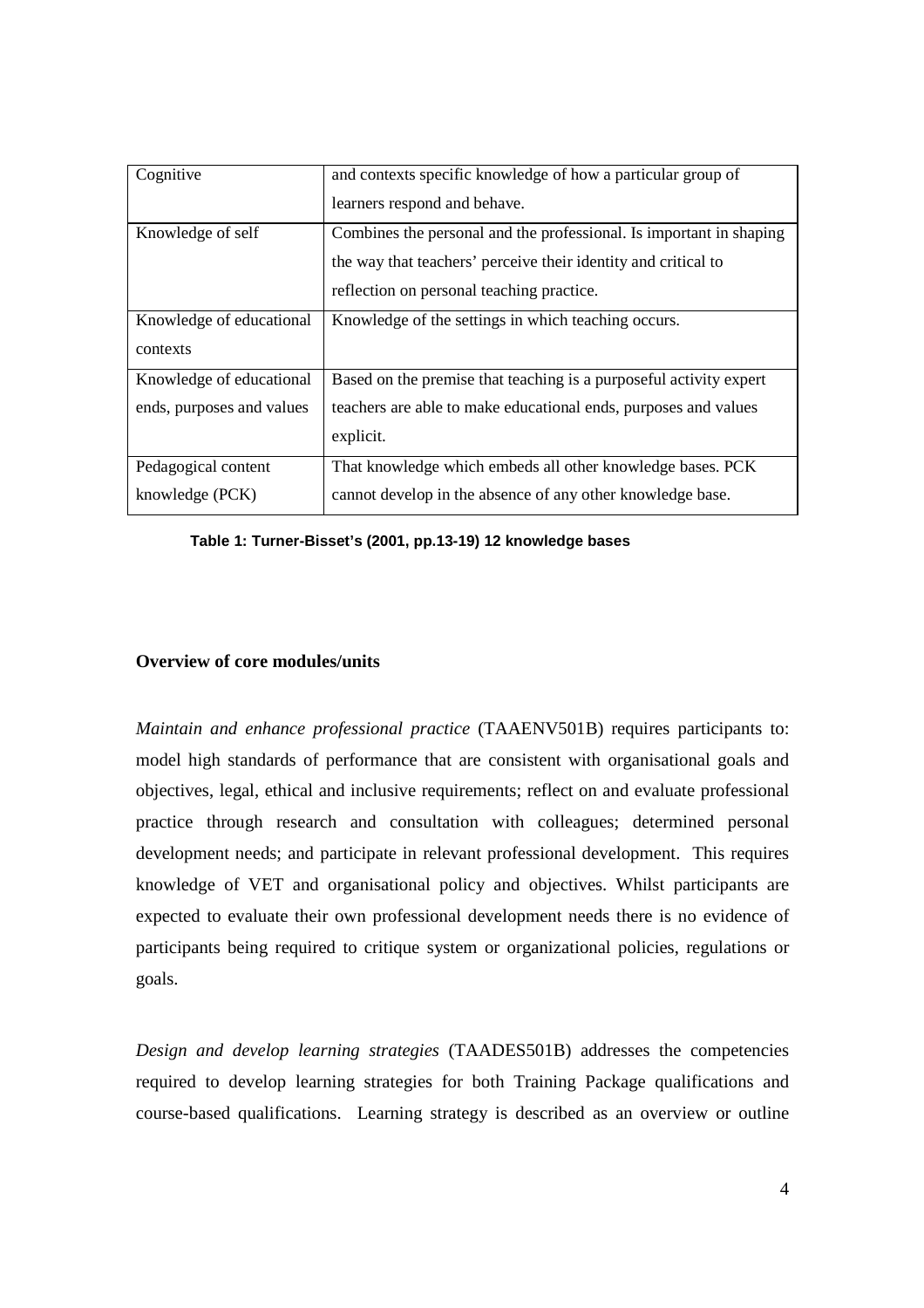| | |
|---|---|
| Cognitive | and contexts specific knowledge of how a particular group of learners respond and behave. |
| Knowledge of self | Combines the personal and the professional. Is important in shaping the way that teachers' perceive their identity and critical to reflection on personal teaching practice. |
| Knowledge of educational contexts | Knowledge of the settings in which teaching occurs. |
| Knowledge of educational ends, purposes and values | Based on the premise that teaching is a purposeful activity expert teachers are able to make educational ends, purposes and values explicit. |
| Pedagogical content knowledge (PCK) | That knowledge which embeds all other knowledge bases. PCK cannot develop in the absence of any other knowledge base. |

**Table 1: Turner-Bisset's (2001, pp.13-19) 12 knowledge bases**

**Overview of core modules/units**

*Maintain and enhance professional practice* (TAAENV501B) requires participants to: model high standards of performance that are consistent with organisational goals and objectives, legal, ethical and inclusive requirements; reflect on and evaluate professional practice through research and consultation with colleagues; determined personal development needs; and participate in relevant professional development. This requires knowledge of VET and organisational policy and objectives. Whilst participants are expected to evaluate their own professional development needs there is no evidence of participants being required to critique system or organizational policies, regulations or goals.

*Design and develop learning strategies* (TAADES501B) addresses the competencies required to develop learning strategies for both Training Package qualifications and course-based qualifications. Learning strategy is described as an overview or outline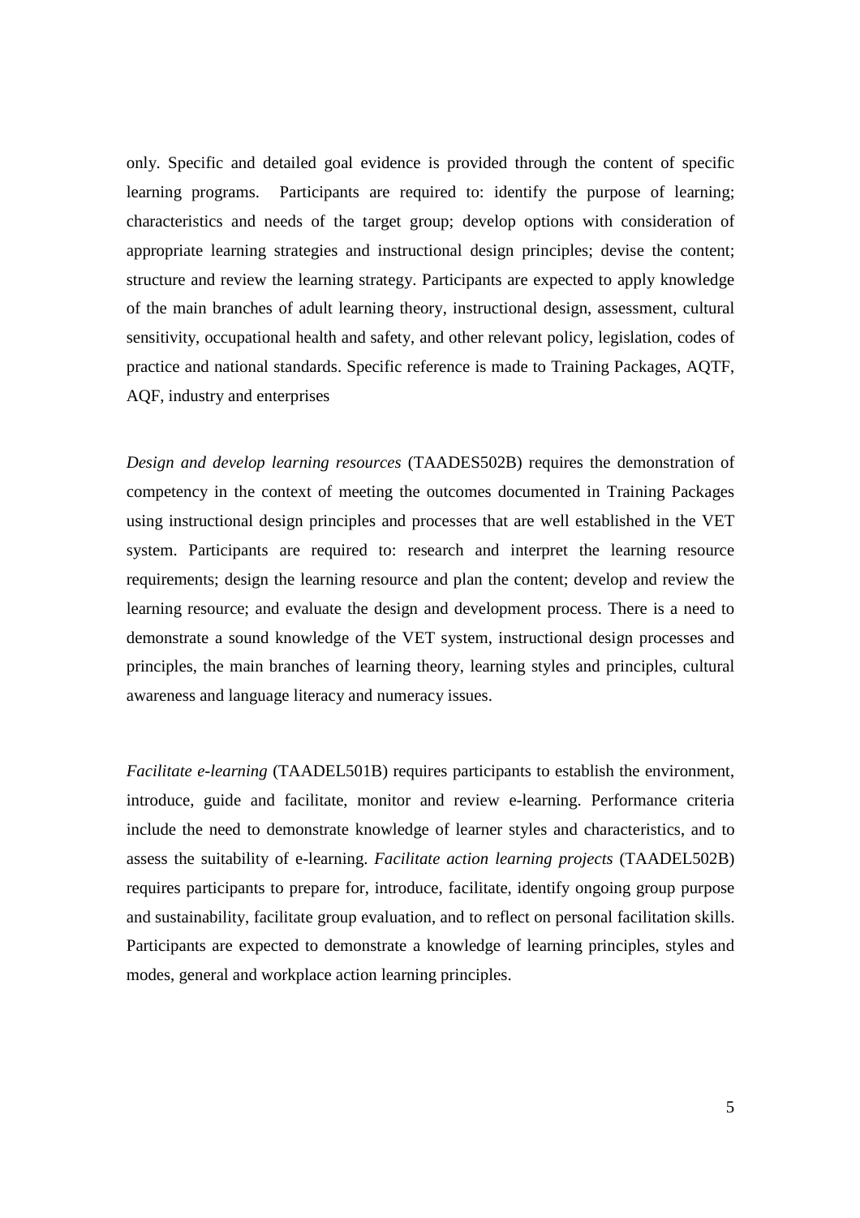only. Specific and detailed goal evidence is provided through the content of specific learning programs. Participants are required to: identify the purpose of learning; characteristics and needs of the target group; develop options with consideration of appropriate learning strategies and instructional design principles; devise the content; structure and review the learning strategy. Participants are expected to apply knowledge of the main branches of adult learning theory, instructional design, assessment, cultural sensitivity, occupational health and safety, and other relevant policy, legislation, codes of practice and national standards. Specific reference is made to Training Packages, AQTF, AQF, industry and enterprises

*Design and develop learning resources* (TAADES502B) requires the demonstration of competency in the context of meeting the outcomes documented in Training Packages using instructional design principles and processes that are well established in the VET system. Participants are required to: research and interpret the learning resource requirements; design the learning resource and plan the content; develop and review the learning resource; and evaluate the design and development process. There is a need to demonstrate a sound knowledge of the VET system, instructional design processes and principles, the main branches of learning theory, learning styles and principles, cultural awareness and language literacy and numeracy issues.

*Facilitate e-learning* (TAADEL501B) requires participants to establish the environment, introduce, guide and facilitate, monitor and review e-learning. Performance criteria include the need to demonstrate knowledge of learner styles and characteristics, and to assess the suitability of e-learning. *Facilitate action learning projects* (TAADEL502B) requires participants to prepare for, introduce, facilitate, identify ongoing group purpose and sustainability, facilitate group evaluation, and to reflect on personal facilitation skills. Participants are expected to demonstrate a knowledge of learning principles, styles and modes, general and workplace action learning principles.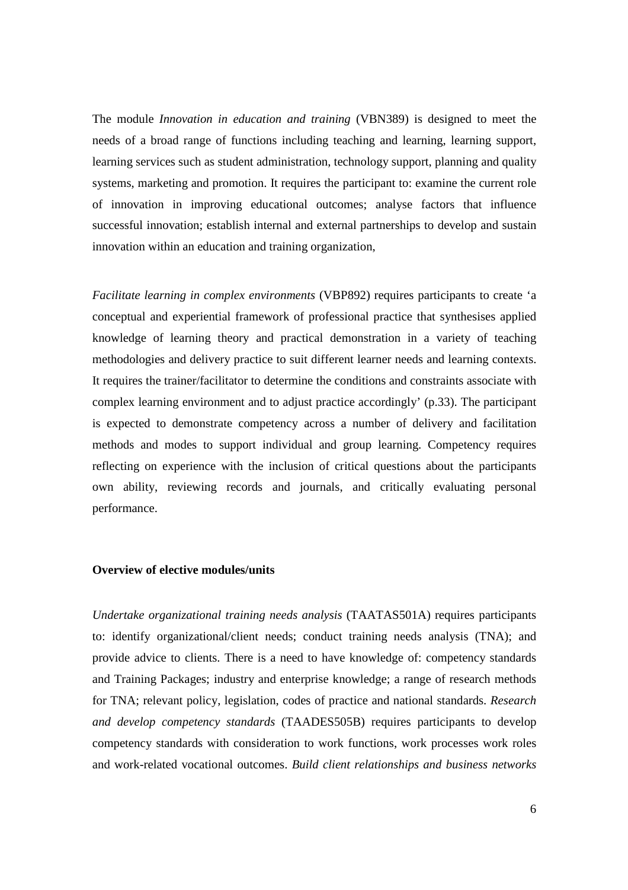The module *Innovation in education and training* (VBN389) is designed to meet the needs of a broad range of functions including teaching and learning, learning support, learning services such as student administration, technology support, planning and quality systems, marketing and promotion. It requires the participant to: examine the current role of innovation in improving educational outcomes; analyse factors that influence successful innovation; establish internal and external partnerships to develop and sustain innovation within an education and training organization,

*Facilitate learning in complex environments* (VBP892) requires participants to create 'a conceptual and experiential framework of professional practice that synthesises applied knowledge of learning theory and practical demonstration in a variety of teaching methodologies and delivery practice to suit different learner needs and learning contexts. It requires the trainer/facilitator to determine the conditions and constraints associate with complex learning environment and to adjust practice accordingly' (p.33). The participant is expected to demonstrate competency across a number of delivery and facilitation methods and modes to support individual and group learning. Competency requires reflecting on experience with the inclusion of critical questions about the participants own ability, reviewing records and journals, and critically evaluating personal performance.

**Overview of elective modules/units**

*Undertake organizational training needs analysis* (TAATAS501A) requires participants to: identify organizational/client needs; conduct training needs analysis (TNA); and provide advice to clients. There is a need to have knowledge of: competency standards and Training Packages; industry and enterprise knowledge; a range of research methods for TNA; relevant policy, legislation, codes of practice and national standards. *Research and develop competency standards* (TAADES505B) requires participants to develop competency standards with consideration to work functions, work processes work roles and work-related vocational outcomes. *Build client relationships and business networks*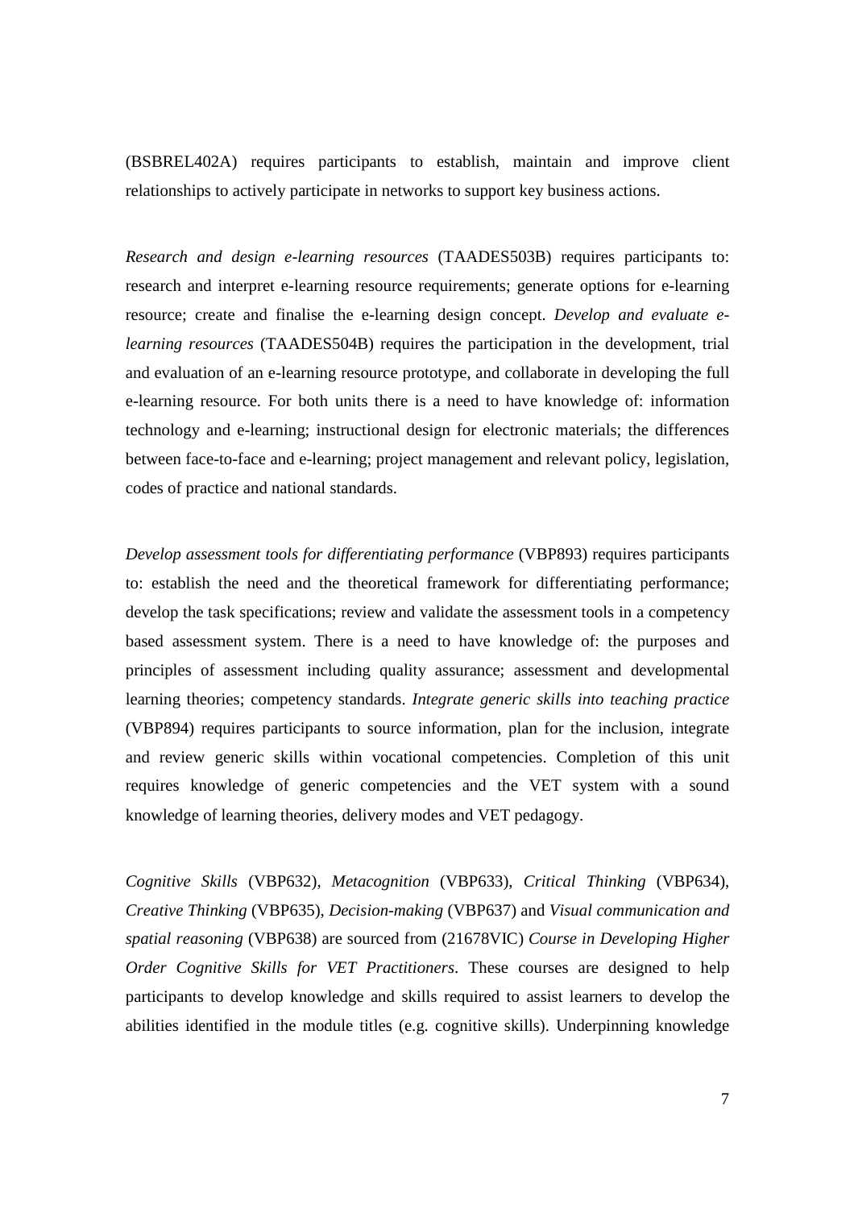(BSBREL402A) requires participants to establish, maintain and improve client relationships to actively participate in networks to support key business actions.

*Research and design e-learning resources* (TAADES503B) requires participants to: research and interpret e-learning resource requirements; generate options for e-learning resource; create and finalise the e-learning design concept. *Develop and evaluate e-learning resources* (TAADES504B) requires the participation in the development, trial and evaluation of an e-learning resource prototype, and collaborate in developing the full e-learning resource. For both units there is a need to have knowledge of: information technology and e-learning; instructional design for electronic materials; the differences between face-to-face and e-learning; project management and relevant policy, legislation, codes of practice and national standards.

*Develop assessment tools for differentiating performance* (VBP893) requires participants to: establish the need and the theoretical framework for differentiating performance; develop the task specifications; review and validate the assessment tools in a competency based assessment system. There is a need to have knowledge of: the purposes and principles of assessment including quality assurance; assessment and developmental learning theories; competency standards. *Integrate generic skills into teaching practice* (VBP894) requires participants to source information, plan for the inclusion, integrate and review generic skills within vocational competencies. Completion of this unit requires knowledge of generic competencies and the VET system with a sound knowledge of learning theories, delivery modes and VET pedagogy.

*Cognitive Skills* (VBP632), *Metacognition* (VBP633), *Critical Thinking* (VBP634), *Creative Thinking* (VBP635), *Decision-making* (VBP637) and *Visual communication and spatial reasoning* (VBP638) are sourced from (21678VIC) *Course in Developing Higher Order Cognitive Skills for VET Practitioners*. These courses are designed to help participants to develop knowledge and skills required to assist learners to develop the abilities identified in the module titles (e.g. cognitive skills). Underpinning knowledge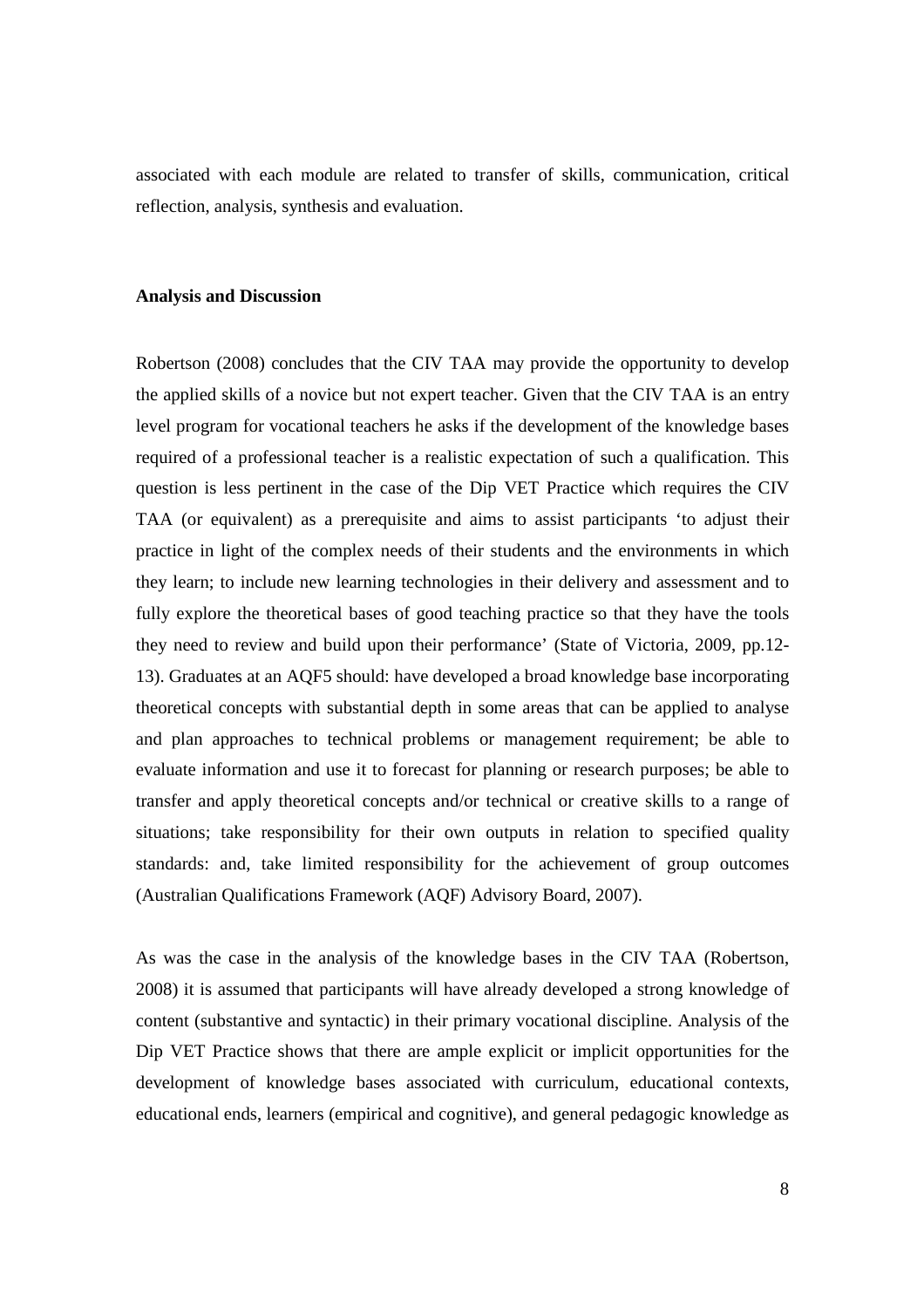associated with each module are related to transfer of skills, communication, critical reflection, analysis, synthesis and evaluation.

**Analysis and Discussion**

Robertson (2008) concludes that the CIV TAA may provide the opportunity to develop the applied skills of a novice but not expert teacher. Given that the CIV TAA is an entry level program for vocational teachers he asks if the development of the knowledge bases required of a professional teacher is a realistic expectation of such a qualification. This question is less pertinent in the case of the Dip VET Practice which requires the CIV TAA (or equivalent) as a prerequisite and aims to assist participants 'to adjust their practice in light of the complex needs of their students and the environments in which they learn; to include new learning technologies in their delivery and assessment and to fully explore the theoretical bases of good teaching practice so that they have the tools they need to review and build upon their performance' (State of Victoria, 2009, pp.12-13). Graduates at an AQF5 should: have developed a broad knowledge base incorporating theoretical concepts with substantial depth in some areas that can be applied to analyse and plan approaches to technical problems or management requirement; be able to evaluate information and use it to forecast for planning or research purposes; be able to transfer and apply theoretical concepts and/or technical or creative skills to a range of situations; take responsibility for their own outputs in relation to specified quality standards: and, take limited responsibility for the achievement of group outcomes (Australian Qualifications Framework (AQF) Advisory Board, 2007).

As was the case in the analysis of the knowledge bases in the CIV TAA (Robertson, 2008) it is assumed that participants will have already developed a strong knowledge of content (substantive and syntactic) in their primary vocational discipline. Analysis of the Dip VET Practice shows that there are ample explicit or implicit opportunities for the development of knowledge bases associated with curriculum, educational contexts, educational ends, learners (empirical and cognitive), and general pedagogic knowledge as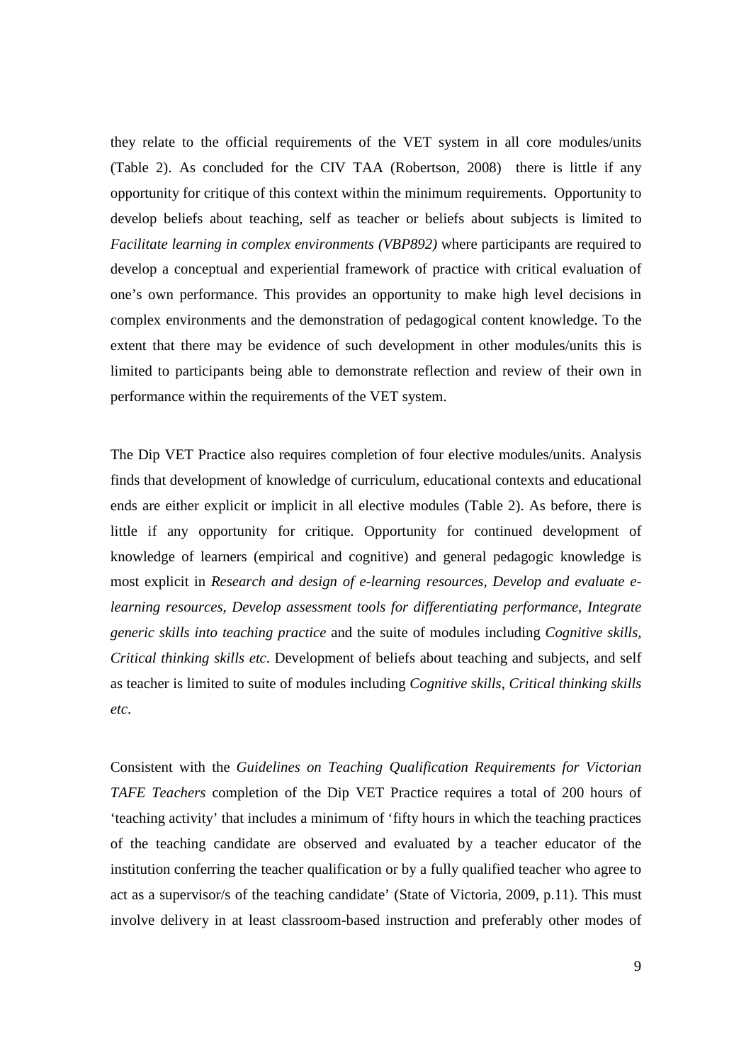they relate to the official requirements of the VET system in all core modules/units (Table 2). As concluded for the CIV TAA (Robertson, 2008) there is little if any opportunity for critique of this context within the minimum requirements. Opportunity to develop beliefs about teaching, self as teacher or beliefs about subjects is limited to *Facilitate learning in complex environments (VBP892)* where participants are required to develop a conceptual and experiential framework of practice with critical evaluation of one's own performance. This provides an opportunity to make high level decisions in complex environments and the demonstration of pedagogical content knowledge. To the extent that there may be evidence of such development in other modules/units this is limited to participants being able to demonstrate reflection and review of their own in performance within the requirements of the VET system.

The Dip VET Practice also requires completion of four elective modules/units. Analysis finds that development of knowledge of curriculum, educational contexts and educational ends are either explicit or implicit in all elective modules (Table 2). As before, there is little if any opportunity for critique. Opportunity for continued development of knowledge of learners (empirical and cognitive) and general pedagogic knowledge is most explicit in *Research and design of e-learning resources, Develop and evaluate e-learning resources, Develop assessment tools for differentiating performance, Integrate generic skills into teaching practice* and the suite of modules including *Cognitive skills, Critical thinking skills etc*. Development of beliefs about teaching and subjects, and self as teacher is limited to suite of modules including *Cognitive skills, Critical thinking skills etc*.

Consistent with the *Guidelines on Teaching Qualification Requirements for Victorian TAFE Teachers* completion of the Dip VET Practice requires a total of 200 hours of 'teaching activity' that includes a minimum of 'fifty hours in which the teaching practices of the teaching candidate are observed and evaluated by a teacher educator of the institution conferring the teacher qualification or by a fully qualified teacher who agree to act as a supervisor/s of the teaching candidate' (State of Victoria, 2009, p.11). This must involve delivery in at least classroom-based instruction and preferably other modes of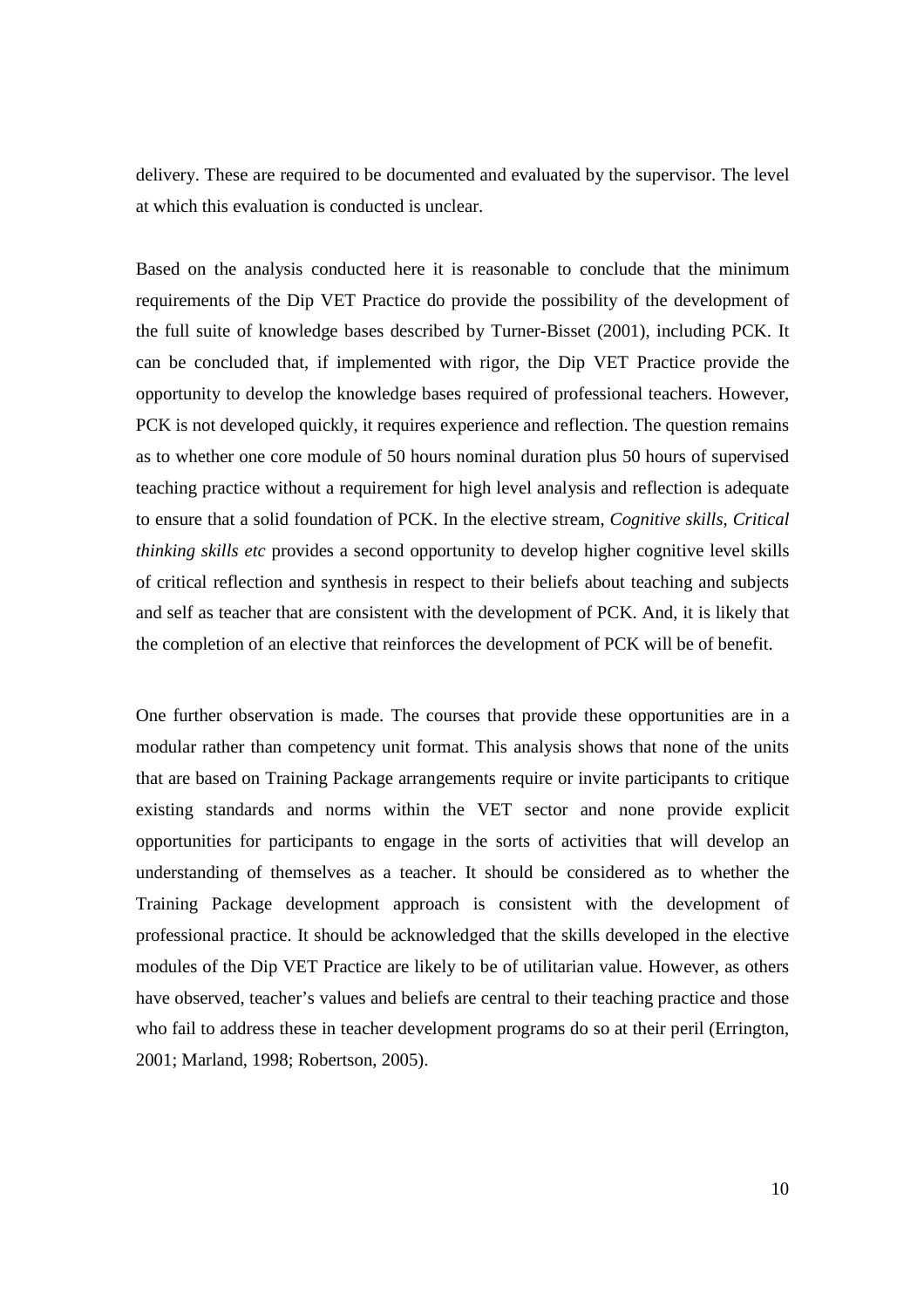delivery. These are required to be documented and evaluated by the supervisor. The level at which this evaluation is conducted is unclear.

Based on the analysis conducted here it is reasonable to conclude that the minimum requirements of the Dip VET Practice do provide the possibility of the development of the full suite of knowledge bases described by Turner-Bisset (2001), including PCK. It can be concluded that, if implemented with rigor, the Dip VET Practice provide the opportunity to develop the knowledge bases required of professional teachers. However, PCK is not developed quickly, it requires experience and reflection. The question remains as to whether one core module of 50 hours nominal duration plus 50 hours of supervised teaching practice without a requirement for high level analysis and reflection is adequate to ensure that a solid foundation of PCK. In the elective stream, *Cognitive skills, Critical thinking skills etc* provides a second opportunity to develop higher cognitive level skills of critical reflection and synthesis in respect to their beliefs about teaching and subjects and self as teacher that are consistent with the development of PCK. And, it is likely that the completion of an elective that reinforces the development of PCK will be of benefit.

One further observation is made. The courses that provide these opportunities are in a modular rather than competency unit format. This analysis shows that none of the units that are based on Training Package arrangements require or invite participants to critique existing standards and norms within the VET sector and none provide explicit opportunities for participants to engage in the sorts of activities that will develop an understanding of themselves as a teacher. It should be considered as to whether the Training Package development approach is consistent with the development of professional practice. It should be acknowledged that the skills developed in the elective modules of the Dip VET Practice are likely to be of utilitarian value. However, as others have observed, teacher's values and beliefs are central to their teaching practice and those who fail to address these in teacher development programs do so at their peril (Errington, 2001; Marland, 1998; Robertson, 2005).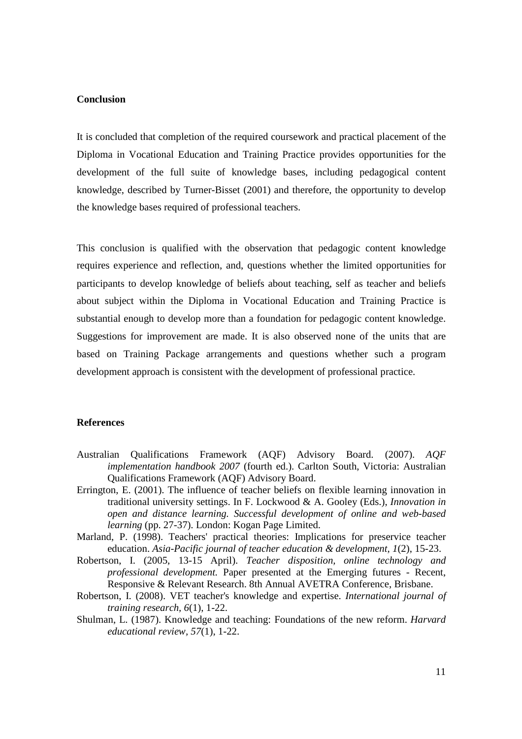## Conclusion

It is concluded that completion of the required coursework and practical placement of the Diploma in Vocational Education and Training Practice provides opportunities for the development of the full suite of knowledge bases, including pedagogical content knowledge, described by Turner-Bisset (2001) and therefore, the opportunity to develop the knowledge bases required of professional teachers.

This conclusion is qualified with the observation that pedagogic content knowledge requires experience and reflection, and, questions whether the limited opportunities for participants to develop knowledge of beliefs about teaching, self as teacher and beliefs about subject within the Diploma in Vocational Education and Training Practice is substantial enough to develop more than a foundation for pedagogic content knowledge. Suggestions for improvement are made. It is also observed none of the units that are based on Training Package arrangements and questions whether such a program development approach is consistent with the development of professional practice.

## References

Australian Qualifications Framework (AQF) Advisory Board. (2007). *AQF implementation handbook 2007* (fourth ed.). Carlton South, Victoria: Australian Qualifications Framework (AQF) Advisory Board.

Errington, E. (2001). The influence of teacher beliefs on flexible learning innovation in traditional university settings. In F. Lockwood & A. Gooley (Eds.), *Innovation in open and distance learning. Successful development of online and web-based learning* (pp. 27-37). London: Kogan Page Limited.

Marland, P. (1998). Teachers' practical theories: Implications for preservice teacher education. *Asia-Pacific journal of teacher education & development, 1*(2), 15-23.

Robertson, I. (2005, 13-15 April). *Teacher disposition, online technology and professional development.* Paper presented at the Emerging futures - Recent, Responsive & Relevant Research. 8th Annual AVETRA Conference, Brisbane.

Robertson, I. (2008). VET teacher's knowledge and expertise. *International journal of training research, 6*(1), 1-22.

Shulman, L. (1987). Knowledge and teaching: Foundations of the new reform. *Harvard educational review, 57*(1), 1-22.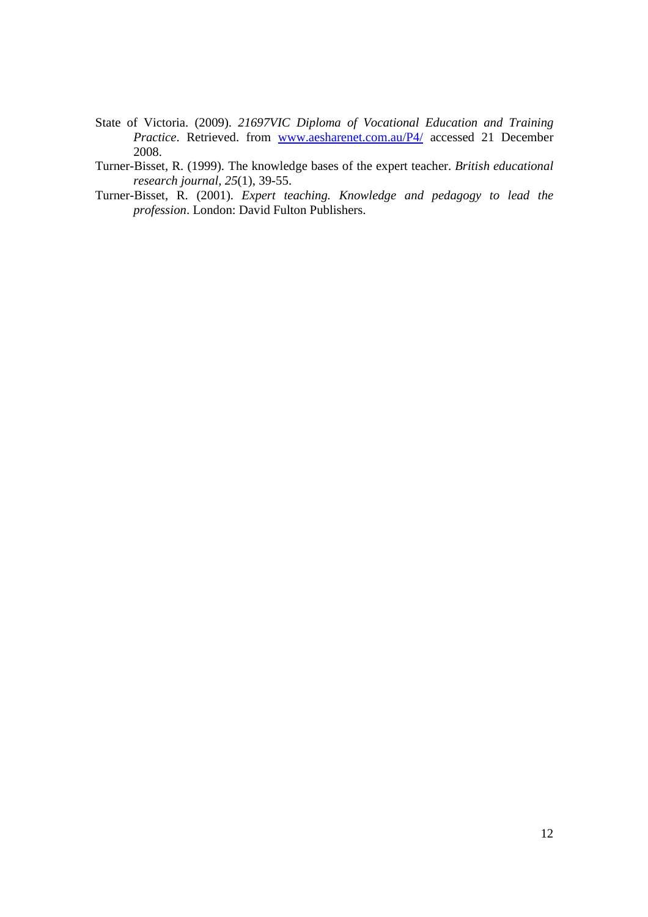State of Victoria. (2009). *21697VIC Diploma of Vocational Education and Training Practice*. Retrieved. from [www.aesharenet.com.au/P4/](www.aesharenet.com.au/P4/) accessed 21 December 2008.

Turner-Bisset, R. (1999). The knowledge bases of the expert teacher. *British educational research journal, 25*(1), 39-55.

Turner-Bisset, R. (2001). *Expert teaching. Knowledge and pedagogy to lead the profession*. London: David Fulton Publishers.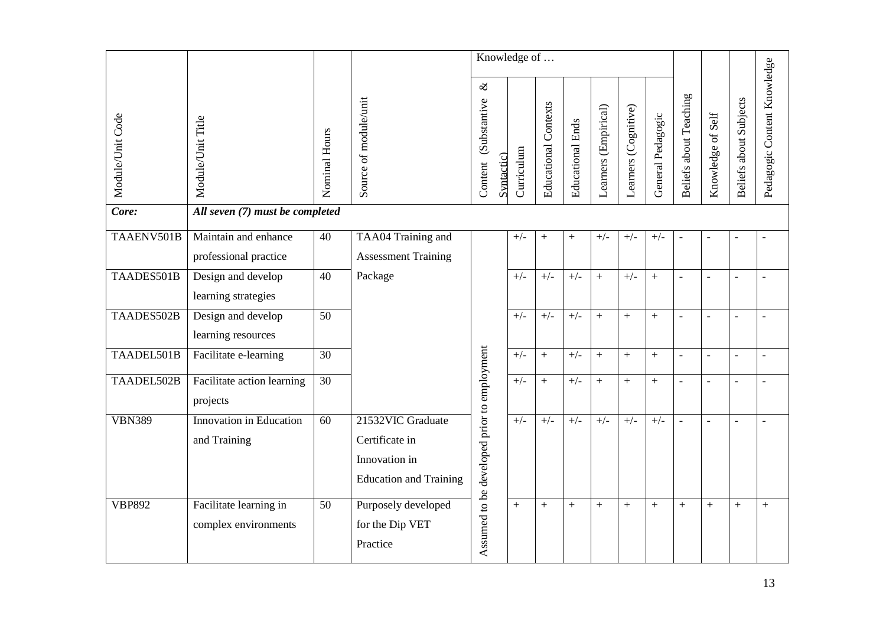| Module/Unit Code | Module/Unit Title | Nominal Hours | Source of module/unit | Knowledge of … | | | | | | | Beliefs about Teaching | Knowledge of Self | Beliefs about Subjects | Pedagogic Content Knowledge |
|---|---|---|---|---|---|---|---|---|---|---|---|---|---|---|
| | | | | Content (Substantive & Syntactic) | Curriculum | Educational Contexts | Educational Ends | Learners (Empirical) | Learners (Cognitive) | General Pedagogic | | | | |
| ***Core:*** | ***All seven (7) must be completed*** | | | | | | | | | | | | | |
| TAAENV501B | Maintain and enhance professional practice | 40 | TAA04 Training and Assessment Training Package | Assumed to be developed prior to employment | +/- | + | + | +/- | +/- | +/- | - | - | - | - |
| TAADES501B | Design and develop learning strategies | 40 | | | +/- | +/- | +/- | + | +/- | + | - | - | - | - |
| TAADES502B | Design and develop learning resources | 50 | | | +/- | +/- | +/- | + | + | + | - | - | - | - |
| TAADEL501B | Facilitate e-learning | 30 | | | +/- | + | +/- | + | + | + | - | - | - | - |
| TAADEL502B | Facilitate action learning projects | 30 | | | +/- | + | +/- | + | + | + | - | - | - | - |
| VBN389 | Innovation in Education and Training | 60 | 21532VIC Graduate Certificate in Innovation in Education and Training | | +/- | +/- | +/- | +/- | +/- | +/- | - | - | - | - |
| VBP892 | Facilitate learning in complex environments | 50 | Purposely developed for the Dip VET Practice | | + | + | + | + | + | + | + | + | + | + |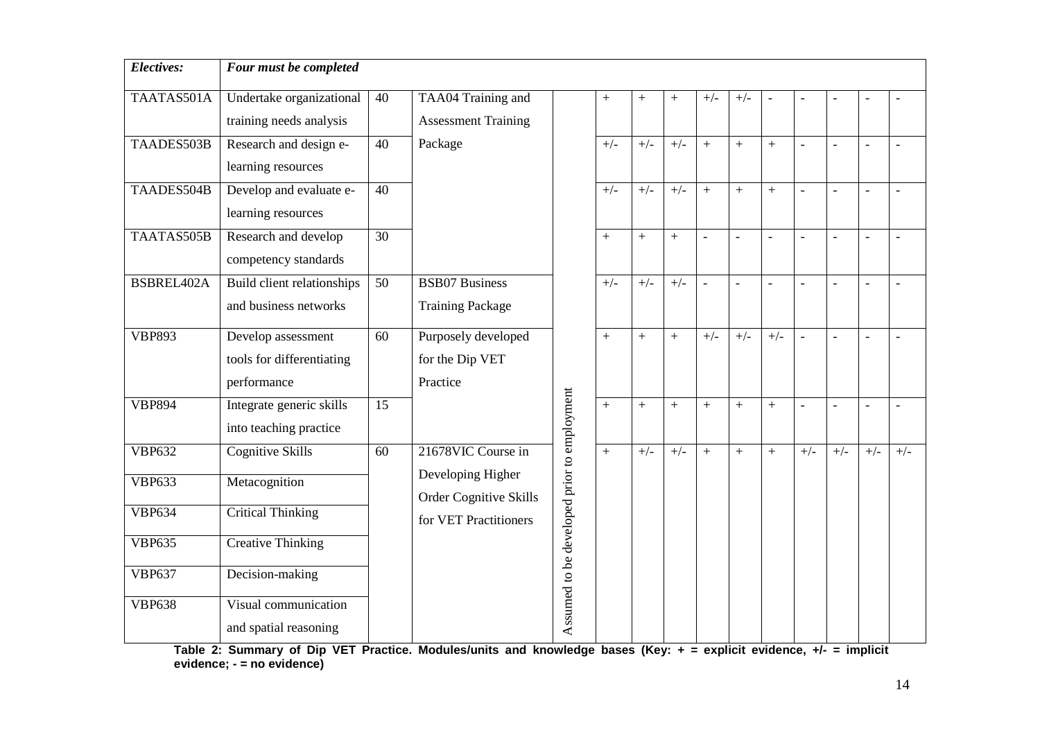| *Electives:* | ***Four must be completed*** | | | | | | | | | | | | | | |
|---|---|---|---|---|---|---|---|---|---|---|---|---|---|---|---|
| TAATAS501A | Undertake organizational training needs analysis | 40 | TAA04 Training and Assessment Training Package | Assumed to be developed prior to employment | + | + | + | +/- | +/- | - | - | - | - | - |
| TAADES503B | Research and design e-learning resources | 40 | | | +/- | +/- | +/- | + | + | + | - | - | - | - |
| TAADES504B | Develop and evaluate e-learning resources | 40 | | | +/- | +/- | +/- | + | + | + | - | - | - | - |
| TAATAS505B | Research and develop competency standards | 30 | | | + | + | + | - | - | - | - | - | - | - |
| BSBREL402A | Build client relationships and business networks | 50 | BSB07 Business Training Package | | +/- | +/- | +/- | - | - | - | - | - | - | - |
| VBP893 | Develop assessment tools for differentiating performance | 60 | Purposely developed for the Dip VET Practice | | + | + | + | +/- | +/- | +/- | - | - | - | - |
| VBP894 | Integrate generic skills into teaching practice | 15 | | | + | + | + | + | + | + | - | - | - | - |
| VBP632 | Cognitive Skills | 60 | 21678VIC Course in Developing Higher Order Cognitive Skills for VET Practitioners | | + | +/- | +/- | + | + | + | +/- | +/- | +/- | +/- |
| VBP633 | Metacognition | | | | | | | | | | | | | |
| VBP634 | Critical Thinking | | | | | | | | | | | | | |
| VBP635 | Creative Thinking | | | | | | | | | | | | | |
| VBP637 | Decision-making | | | | | | | | | | | | | |
| VBP638 | Visual communication and spatial reasoning | | | | | | | | | | | | | |

**Table 2: Summary of Dip VET Practice. Modules/units and knowledge bases (Key: + = explicit evidence, +/- = implicit evidence; - = no evidence)**